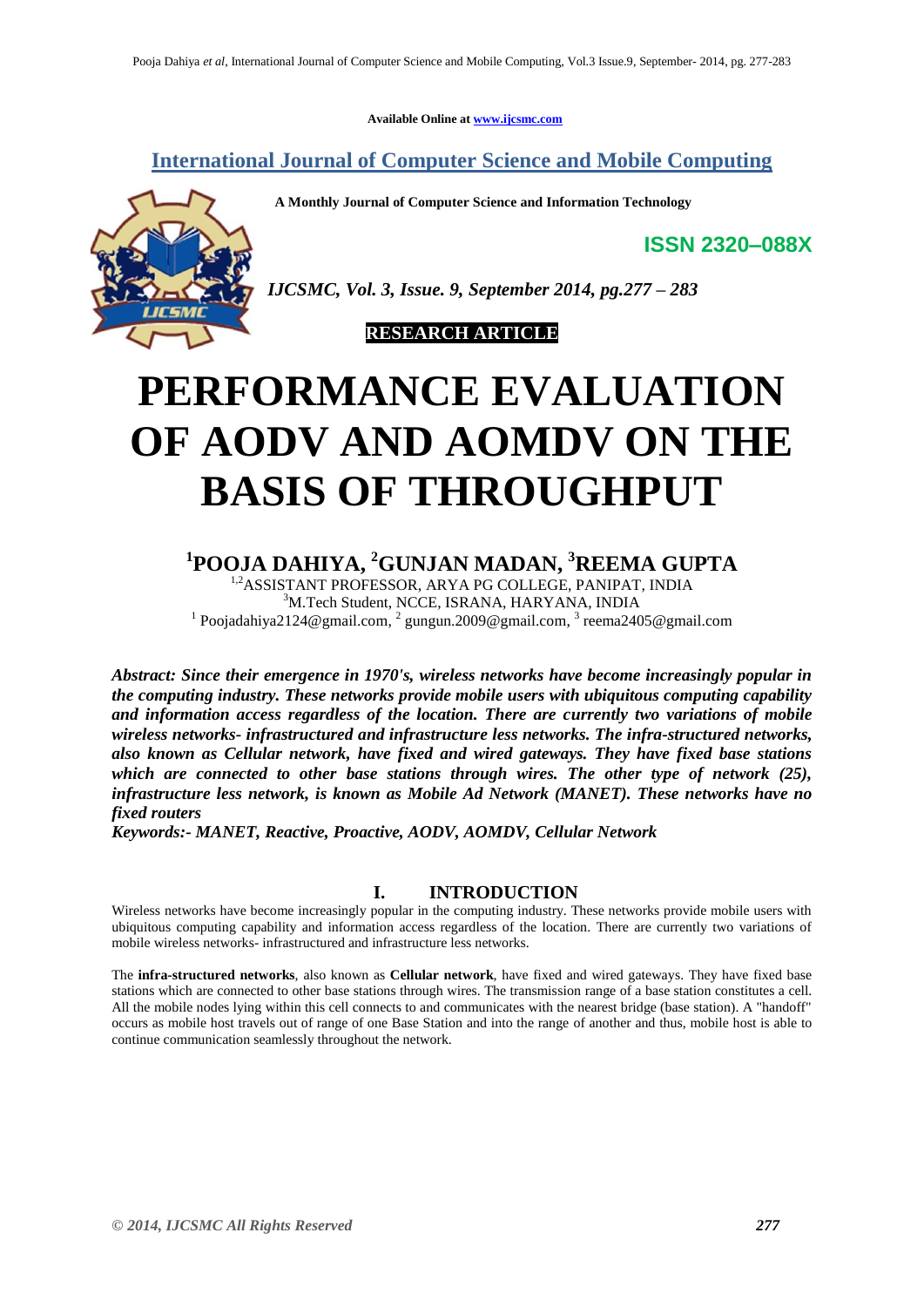Available Online at www.ijcsmc.com

# International Journal of Computer Science and Mobile Computing

**A Monthly Journal of Computer Science and Information Technology**

**ISSN 2320–088X**

*IJCSMC, Vol. 3, Issue. 9, September 2014, pg.277 – 283*

**RESEARCH ARTICLE**

# PERFORMANCE EVALUATION OF AODV AND AOMDV ON THE BASIS OF THROUGHPUT

**[1]POOJA DAHIYA, [2]GUNJAN MADAN, [3]REEMA GUPTA**

[1,2]ASSISTANT PROFESSOR, ARYA PG COLLEGE, PANIPAT, INDIA
[3]M.Tech Student, NCCE, ISRANA, HARYANA, INDIA
[1] Poojadahiya2124@gmail.com, [2] gungun.2009@gmail.com, [3] reema2405@gmail.com

***Abstract: Since their emergence in 1970's, wireless networks have become increasingly popular in the computing industry. These networks provide mobile users with ubiquitous computing capability and information access regardless of the location. There are currently two variations of mobile wireless networks- infrastructured and infrastructure less networks. The infra-structured networks, also known as Cellular network, have fixed and wired gateways. They have fixed base stations which are connected to other base stations through wires. The other type of network (25), infrastructure less network, is known as Mobile Ad Network (MANET). These networks have no fixed routers***

***Keywords:- MANET, Reactive, Proactive, AODV, AOMDV, Cellular Network***

## I. INTRODUCTION

Wireless networks have become increasingly popular in the computing industry. These networks provide mobile users with ubiquitous computing capability and information access regardless of the location. There are currently two variations of mobile wireless networks- infrastructured and infrastructure less networks.

The **infra-structured networks**, also known as **Cellular network**, have fixed and wired gateways. They have fixed base stations which are connected to other base stations through wires. The transmission range of a base station constitutes a cell. All the mobile nodes lying within this cell connects to and communicates with the nearest bridge (base station). A "handoff" occurs as mobile host travels out of range of one Base Station and into the range of another and thus, mobile host is able to continue communication seamlessly throughout the network.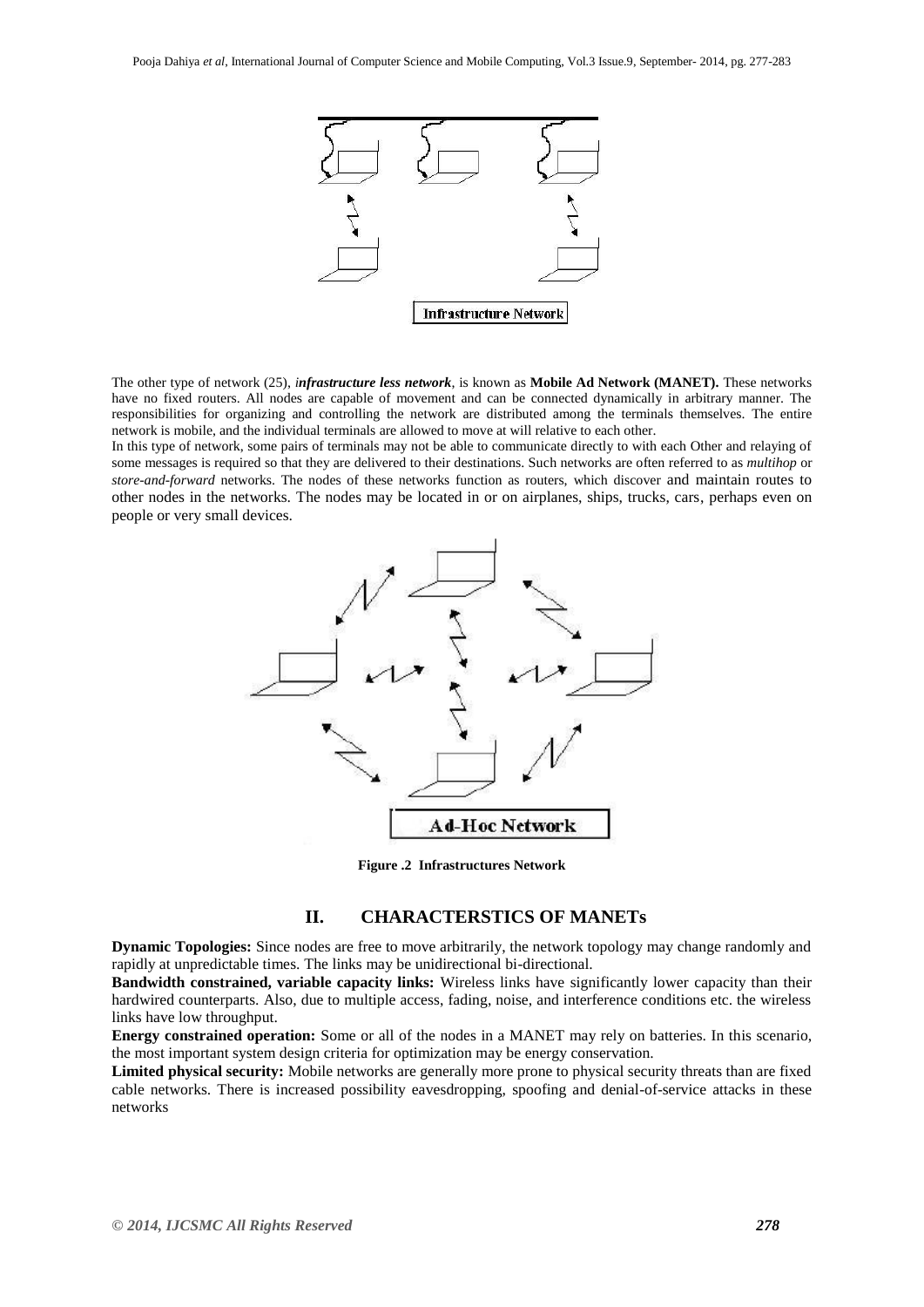Infrastructure Network

The other type of network (25), ***infrastructure less network***, is known as **Mobile Ad Network (MANET).** These networks have no fixed routers. All nodes are capable of movement and can be connected dynamically in arbitrary manner. The responsibilities for organizing and controlling the network are distributed among the terminals themselves. The entire network is mobile, and the individual terminals are allowed to move at will relative to each other.

In this type of network, some pairs of terminals may not be able to communicate directly to with each Other and relaying of some messages is required so that they are delivered to their destinations. Such networks are often referred to as *multihop* or *store-and-forward* networks. The nodes of these networks function as routers, which discover and maintain routes to other nodes in the networks. The nodes may be located in or on airplanes, ships, trucks, cars, perhaps even on people or very small devices.

Ad-Hoc Network

**Figure .2 Infrastructures Network**

## II. CHARACTERSTICS OF MANETs

**Dynamic Topologies:** Since nodes are free to move arbitrarily, the network topology may change randomly and rapidly at unpredictable times. The links may be unidirectional bi-directional.

**Bandwidth constrained, variable capacity links:** Wireless links have significantly lower capacity than their hardwired counterparts. Also, due to multiple access, fading, noise, and interference conditions etc. the wireless links have low throughput.

**Energy constrained operation:** Some or all of the nodes in a MANET may rely on batteries. In this scenario, the most important system design criteria for optimization may be energy conservation.

**Limited physical security:** Mobile networks are generally more prone to physical security threats than are fixed cable networks. There is increased possibility eavesdropping, spoofing and denial-of-service attacks in these networks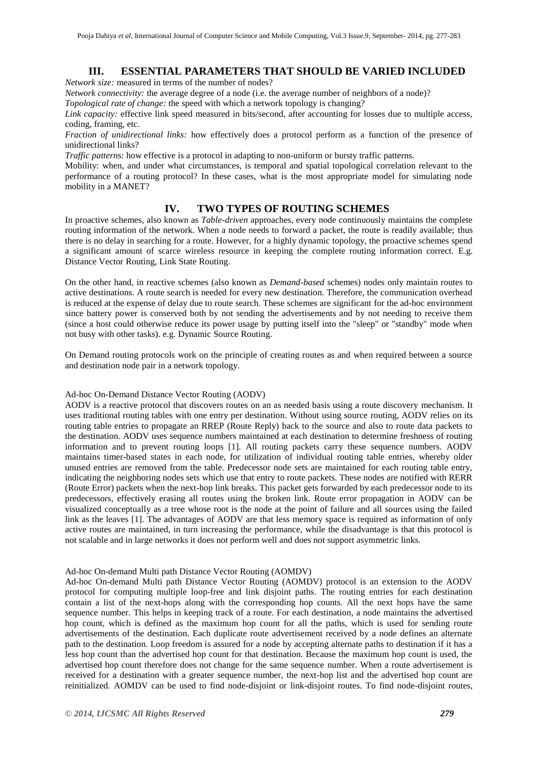## III. ESSENTIAL PARAMETERS THAT SHOULD BE VARIED INCLUDED

*Network size:* measured in terms of the number of nodes?

*Network connectivity:* the average degree of a node (i.e. the average number of neighbors of a node)?

*Topological rate of change:* the speed with which a network topology is changing?

*Link capacity:* effective link speed measured in bits/second, after accounting for losses due to multiple access, coding, framing, etc.

*Fraction of unidirectional links:* how effectively does a protocol perform as a function of the presence of unidirectional links?

*Traffic pattern*s: how effective is a protocol in adapting to non-uniform or bursty traffic patterns.

Mobility: when, and under what circumstances, is temporal and spatial topological correlation relevant to the performance of a routing protocol? In these cases, what is the most appropriate model for simulating node mobility in a MANET?

## IV. TWO TYPES OF ROUTING SCHEMES

In proactive schemes, also known as *Table-driven* approaches, every node continuously maintains the complete routing information of the network. When a node needs to forward a packet, the route is readily available; thus there is no delay in searching for a route. However, for a highly dynamic topology, the proactive schemes spend a significant amount of scarce wireless resource in keeping the complete routing information correct. E.g. Distance Vector Routing, Link State Routing.

On the other hand, in reactive schemes (also known as *Demand-based* schemes) nodes only maintain routes to active destinations. A route search is needed for every new destination. Therefore, the communication overhead is reduced at the expense of delay due to route search. These schemes are significant for the ad-hoc environment since battery power is conserved both by not sending the advertisements and by not needing to receive them (since a host could otherwise reduce its power usage by putting itself into the "sleep" or "standby" mode when not busy with other tasks). e.g. Dynamic Source Routing.

On Demand routing protocols work on the principle of creating routes as and when required between a source and destination node pair in a network topology.

Ad-hoc On-Demand Distance Vector Routing (AODV)

AODV is a reactive protocol that discovers routes on an as needed basis using a route discovery mechanism. It uses traditional routing tables with one entry per destination. Without using source routing, AODV relies on its routing table entries to propagate an RREP (Route Reply) back to the source and also to route data packets to the destination. AODV uses sequence numbers maintained at each destination to determine freshness of routing information and to prevent routing loops [1]. All routing packets carry these sequence numbers. AODV maintains timer-based states in each node, for utilization of individual routing table entries, whereby older unused entries are removed from the table. Predecessor node sets are maintained for each routing table entry, indicating the neighboring nodes sets which use that entry to route packets. These nodes are notified with RERR (Route Error) packets when the next-hop link breaks. This packet gets forwarded by each predecessor node to its predecessors, effectively erasing all routes using the broken link. Route error propagation in AODV can be visualized conceptually as a tree whose root is the node at the point of failure and all sources using the failed link as the leaves [1]. The advantages of AODV are that less memory space is required as information of only active routes are maintained, in turn increasing the performance, while the disadvantage is that this protocol is not scalable and in large networks it does not perform well and does not support asymmetric links.

Ad-hoc On-demand Multi path Distance Vector Routing (AOMDV)

Ad-hoc On-demand Multi path Distance Vector Routing (AOMDV) protocol is an extension to the AODV protocol for computing multiple loop-free and link disjoint paths. The routing entries for each destination contain a list of the next-hops along with the corresponding hop counts. All the next hops have the same sequence number. This helps in keeping track of a route. For each destination, a node maintains the advertised hop count, which is defined as the maximum hop count for all the paths, which is used for sending route advertisements of the destination. Each duplicate route advertisement received by a node defines an alternate path to the destination. Loop freedom is assured for a node by accepting alternate paths to destination if it has a less hop count than the advertised hop count for that destination. Because the maximum hop count is used, the advertised hop count therefore does not change for the same sequence number. When a route advertisement is received for a destination with a greater sequence number, the next-hop list and the advertised hop count are reinitialized. AOMDV can be used to find node-disjoint or link-disjoint routes. To find node-disjoint routes,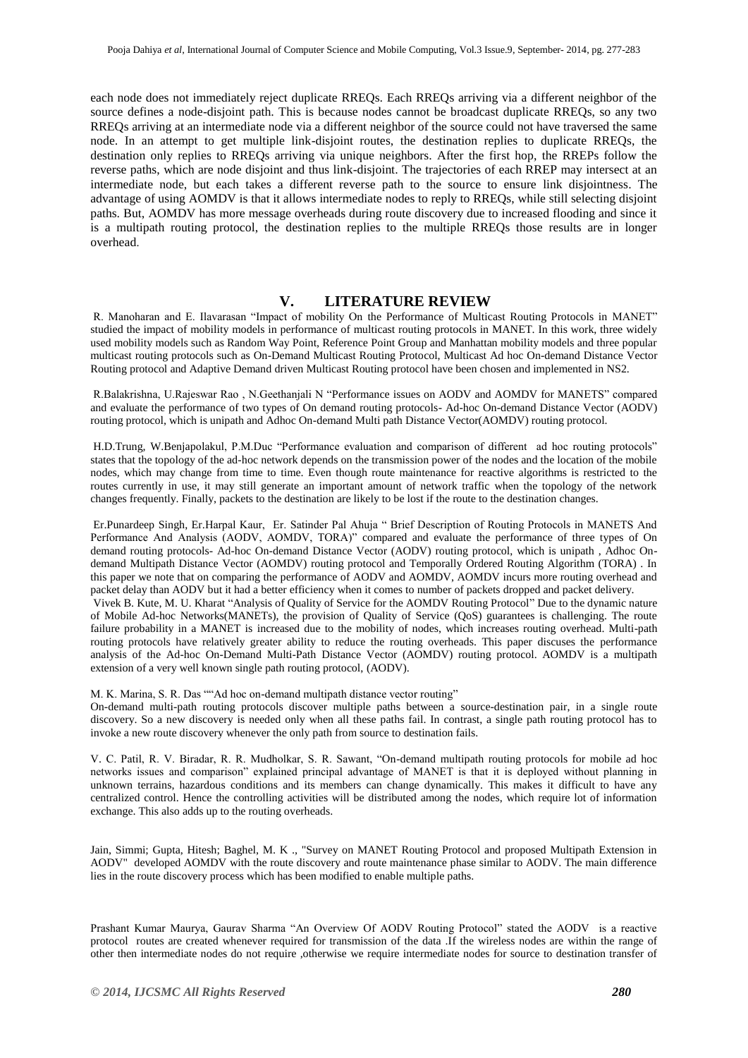each node does not immediately reject duplicate RREQs. Each RREQs arriving via a different neighbor of the source defines a node-disjoint path. This is because nodes cannot be broadcast duplicate RREQs, so any two RREQs arriving at an intermediate node via a different neighbor of the source could not have traversed the same node. In an attempt to get multiple link-disjoint routes, the destination replies to duplicate RREQs, the destination only replies to RREQs arriving via unique neighbors. After the first hop, the RREPs follow the reverse paths, which are node disjoint and thus link-disjoint. The trajectories of each RREP may intersect at an intermediate node, but each takes a different reverse path to the source to ensure link disjointness. The advantage of using AOMDV is that it allows intermediate nodes to reply to RREQs, while still selecting disjoint paths. But, AOMDV has more message overheads during route discovery due to increased flooding and since it is a multipath routing protocol, the destination replies to the multiple RREQs those results are in longer overhead.

## V. LITERATURE REVIEW

R. Manoharan and E. Ilavarasan "Impact of mobility On the Performance of Multicast Routing Protocols in MANET" studied the impact of mobility models in performance of multicast routing protocols in MANET. In this work, three widely used mobility models such as Random Way Point, Reference Point Group and Manhattan mobility models and three popular multicast routing protocols such as On-Demand Multicast Routing Protocol, Multicast Ad hoc On-demand Distance Vector Routing protocol and Adaptive Demand driven Multicast Routing protocol have been chosen and implemented in NS2.

R.Balakrishna, U.Rajeswar Rao , N.Geethanjali N "Performance issues on AODV and AOMDV for MANETS" compared and evaluate the performance of two types of On demand routing protocols- Ad-hoc On-demand Distance Vector (AODV) routing protocol, which is unipath and Adhoc On-demand Multi path Distance Vector(AOMDV) routing protocol.

H.D.Trung, W.Benjapolakul, P.M.Duc "Performance evaluation and comparison of different ad hoc routing protocols" states that the topology of the ad-hoc network depends on the transmission power of the nodes and the location of the mobile nodes, which may change from time to time. Even though route maintenance for reactive algorithms is restricted to the routes currently in use, it may still generate an important amount of network traffic when the topology of the network changes frequently. Finally, packets to the destination are likely to be lost if the route to the destination changes.

Er.Punardeep Singh, Er.Harpal Kaur, Er. Satinder Pal Ahuja " Brief Description of Routing Protocols in MANETS And Performance And Analysis (AODV, AOMDV, TORA)" compared and evaluate the performance of three types of On demand routing protocols- Ad-hoc On-demand Distance Vector (AODV) routing protocol, which is unipath , Adhoc On-demand Multipath Distance Vector (AOMDV) routing protocol and Temporally Ordered Routing Algorithm (TORA) . In this paper we note that on comparing the performance of AODV and AOMDV, AOMDV incurs more routing overhead and packet delay than AODV but it had a better efficiency when it comes to number of packets dropped and packet delivery.

Vivek B. Kute, M. U. Kharat "Analysis of Quality of Service for the AOMDV Routing Protocol" Due to the dynamic nature of Mobile Ad-hoc Networks(MANETs), the provision of Quality of Service (QoS) guarantees is challenging. The route failure probability in a MANET is increased due to the mobility of nodes, which increases routing overhead. Multi-path routing protocols have relatively greater ability to reduce the routing overheads. This paper discuses the performance analysis of the Ad-hoc On-Demand Multi-Path Distance Vector (AOMDV) routing protocol. AOMDV is a multipath extension of a very well known single path routing protocol, (AODV).

M. K. Marina, S. R. Das ""Ad hoc on-demand multipath distance vector routing"
On-demand multi-path routing protocols discover multiple paths between a source-destination pair, in a single route discovery. So a new discovery is needed only when all these paths fail. In contrast, a single path routing protocol has to invoke a new route discovery whenever the only path from source to destination fails.

V. C. Patil, R. V. Biradar, R. R. Mudholkar, S. R. Sawant, "On-demand multipath routing protocols for mobile ad hoc networks issues and comparison" explained principal advantage of MANET is that it is deployed without planning in unknown terrains, hazardous conditions and its members can change dynamically. This makes it difficult to have any centralized control. Hence the controlling activities will be distributed among the nodes, which require lot of information exchange. This also adds up to the routing overheads.

Jain, Simmi; Gupta, Hitesh; Baghel, M. K ., "Survey on MANET Routing Protocol and proposed Multipath Extension in AODV" developed AOMDV with the route discovery and route maintenance phase similar to AODV. The main difference lies in the route discovery process which has been modified to enable multiple paths.

Prashant Kumar Maurya, Gaurav Sharma "An Overview Of AODV Routing Protocol" stated the AODV is a reactive protocol routes are created whenever required for transmission of the data .If the wireless nodes are within the range of other then intermediate nodes do not require ,otherwise we require intermediate nodes for source to destination transfer of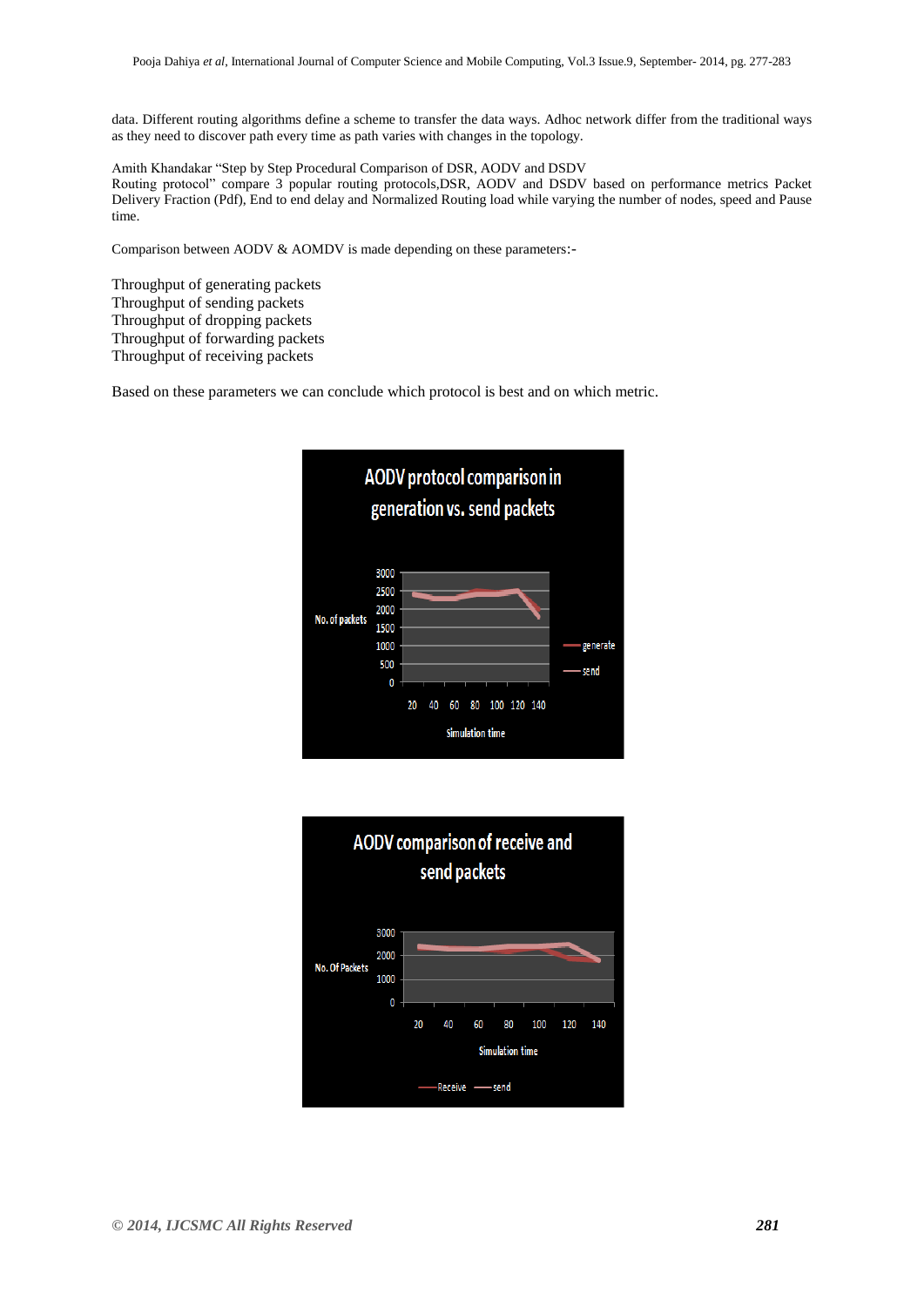data. Different routing algorithms define a scheme to transfer the data ways. Adhoc network differ from the traditional ways as they need to discover path every time as path varies with changes in the topology.

Amith Khandakar "Step by Step Procedural Comparison of DSR, AODV and DSDV Routing protocol" compare 3 popular routing protocols,DSR, AODV and DSDV based on performance metrics Packet Delivery Fraction (Pdf), End to end delay and Normalized Routing load while varying the number of nodes, speed and Pause time.

Comparison between AODV & AOMDV is made depending on these parameters:-

Throughput of generating packets
Throughput of sending packets
Throughput of dropping packets
Throughput of forwarding packets
Throughput of receiving packets

Based on these parameters we can conclude which protocol is best and on which metric.

AODV protocol comparison in generation vs. send packets

AODV comparison of receive and send packets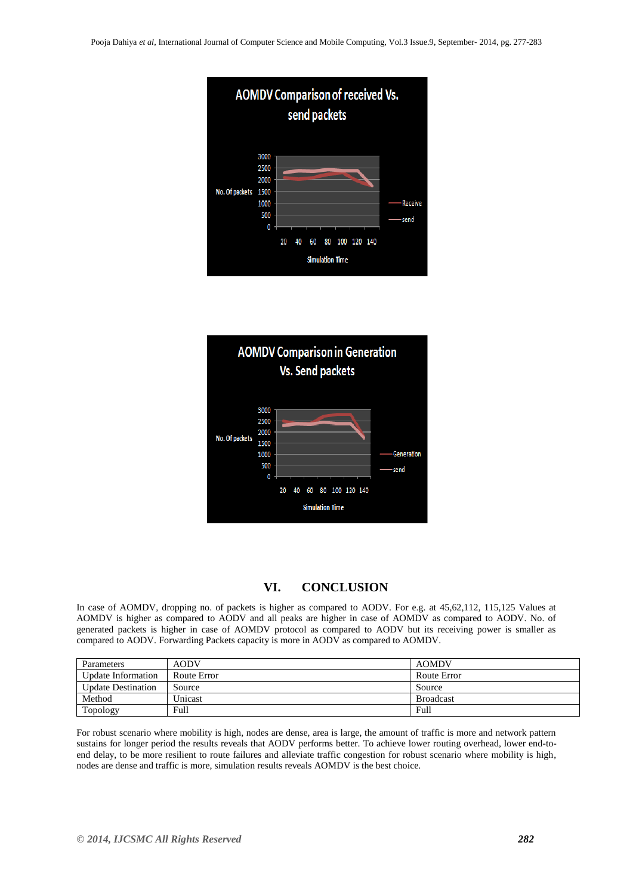## VI. CONCLUSION

In case of AOMDV, dropping no. of packets is higher as compared to AODV. For e.g. at 45,62,112, 115,125 Values at AOMDV is higher as compared to AODV and all peaks are higher in case of AOMDV as compared to AODV. No. of generated packets is higher in case of AOMDV protocol as compared to AODV but its receiving power is smaller as compared to AODV. Forwarding Packets capacity is more in AODV as compared to AOMDV.

| Parameters | AODV | AOMDV |
| --- | --- | --- |
| Update Information | Route Error | Route Error |
| Update Destination | Source | Source |
| Method | Unicast | Broadcast |
| Topology | Full | Full |

For robust scenario where mobility is high, nodes are dense, area is large, the amount of traffic is more and network pattern sustains for longer period the results reveals that AODV performs better. To achieve lower routing overhead, lower end-to-end delay, to be more resilient to route failures and alleviate traffic congestion for robust scenario where mobility is high, nodes are dense and traffic is more, simulation results reveals AOMDV is the best choice.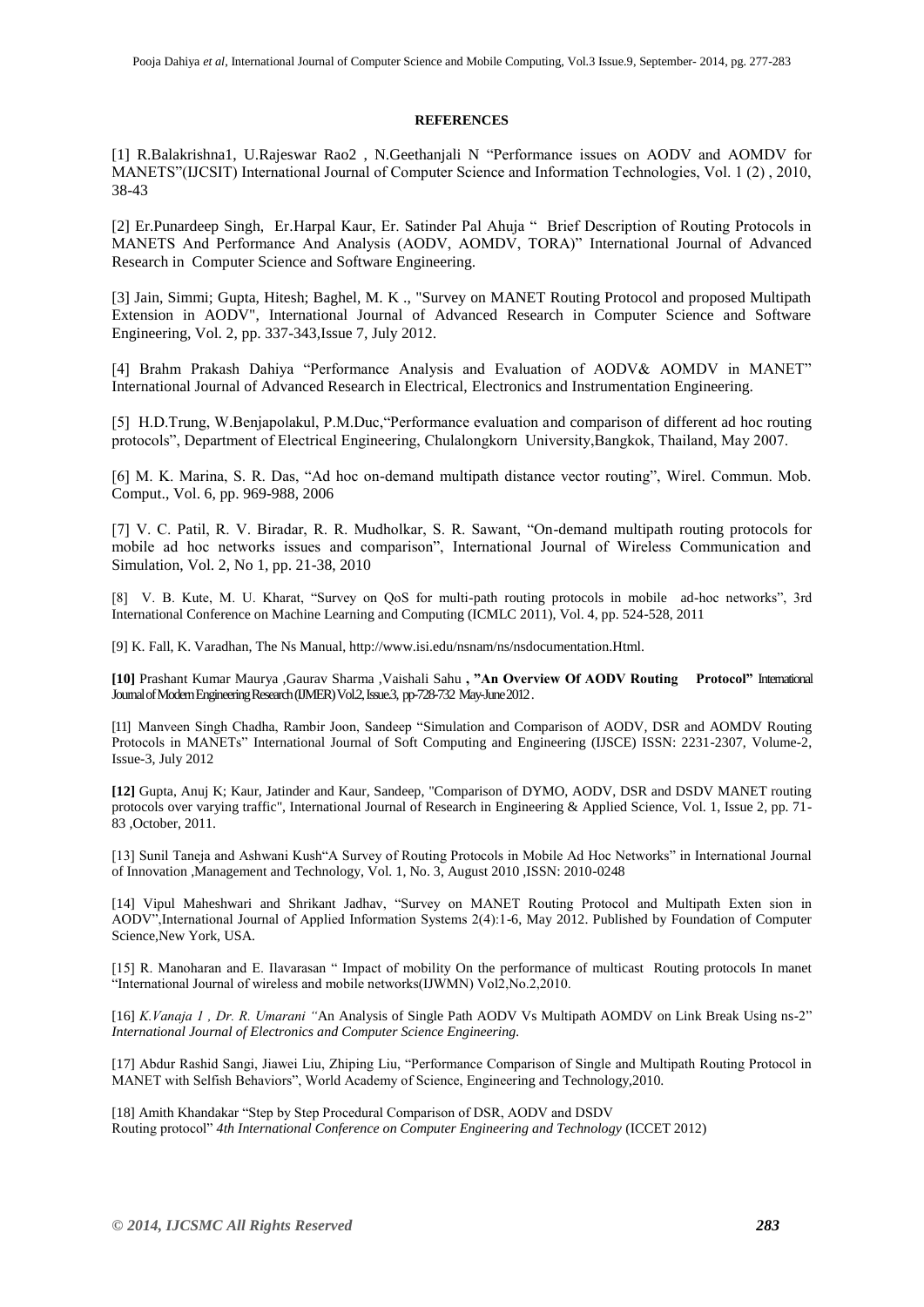**REFERENCES**

[1] R.Balakrishna1, U.Rajeswar Rao2 , N.Geethanjali N "Performance issues on AODV and AOMDV for MANETS"(IJCSIT) International Journal of Computer Science and Information Technologies, Vol. 1 (2) , 2010, 38-43

[2] Er.Punardeep Singh, Er.Harpal Kaur, Er. Satinder Pal Ahuja " Brief Description of Routing Protocols in MANETS And Performance And Analysis (AODV, AOMDV, TORA)" International Journal of Advanced Research in Computer Science and Software Engineering.

[3] Jain, Simmi; Gupta, Hitesh; Baghel, M. K ., "Survey on MANET Routing Protocol and proposed Multipath Extension in AODV", International Journal of Advanced Research in Computer Science and Software Engineering, Vol. 2, pp. 337-343,Issue 7, July 2012.

[4] Brahm Prakash Dahiya "Performance Analysis and Evaluation of AODV& AOMDV in MANET" International Journal of Advanced Research in Electrical, Electronics and Instrumentation Engineering.

[5] H.D.Trung, W.Benjapolakul, P.M.Duc,"Performance evaluation and comparison of different ad hoc routing protocols", Department of Electrical Engineering, Chulalongkorn University,Bangkok, Thailand, May 2007.

[6] M. K. Marina, S. R. Das, "Ad hoc on-demand multipath distance vector routing", Wirel. Commun. Mob. Comput., Vol. 6, pp. 969-988, 2006

[7] V. C. Patil, R. V. Biradar, R. R. Mudholkar, S. R. Sawant, "On-demand multipath routing protocols for mobile ad hoc networks issues and comparison", International Journal of Wireless Communication and Simulation, Vol. 2, No 1, pp. 21-38, 2010

[8] V. B. Kute, M. U. Kharat, "Survey on QoS for multi-path routing protocols in mobile ad-hoc networks", 3rd International Conference on Machine Learning and Computing (ICMLC 2011), Vol. 4, pp. 524-528, 2011

[9] K. Fall, K. Varadhan, The Ns Manual, http://www.isi.edu/nsnam/ns/nsdocumentation.Html.

**[10]** Prashant Kumar Maurya ,Gaurav Sharma ,Vaishali Sahu **, "An Overview Of AODV Routing Protocol"** International Journal of Modern Engineering Research (IJMER) Vol.2, Issue.3, pp-728-732 May-June 2012 .

[11] Manveen Singh Chadha, Rambir Joon, Sandeep "Simulation and Comparison of AODV, DSR and AOMDV Routing Protocols in MANETs" International Journal of Soft Computing and Engineering (IJSCE) ISSN: 2231-2307, Volume-2, Issue-3, July 2012

**[12]** Gupta, Anuj K; Kaur, Jatinder and Kaur, Sandeep, "Comparison of DYMO, AODV, DSR and DSDV MANET routing protocols over varying traffic", International Journal of Research in Engineering & Applied Science, Vol. 1, Issue 2, pp. 71-83 ,October, 2011.

[13] Sunil Taneja and Ashwani Kush"A Survey of Routing Protocols in Mobile Ad Hoc Networks" in International Journal of Innovation ,Management and Technology, Vol. 1, No. 3, August 2010 ,ISSN: 2010-0248

[14] Vipul Maheshwari and Shrikant Jadhav, "Survey on MANET Routing Protocol and Multipath Exten sion in AODV",International Journal of Applied Information Systems 2(4):1-6, May 2012. Published by Foundation of Computer Science,New York, USA.

[15] R. Manoharan and E. Ilavarasan " Impact of mobility On the performance of multicast Routing protocols In manet "International Journal of wireless and mobile networks(IJWMN) Vol2,No.2,2010.

[16] *K.Vanaja 1 , Dr. R. Umarani "*An Analysis of Single Path AODV Vs Multipath AOMDV on Link Break Using ns-2" *International Journal of Electronics and Computer Science Engineering.*

[17] Abdur Rashid Sangi, Jiawei Liu, Zhiping Liu, "Performance Comparison of Single and Multipath Routing Protocol in MANET with Selfish Behaviors", World Academy of Science, Engineering and Technology,2010.

[18] Amith Khandakar "Step by Step Procedural Comparison of DSR, AODV and DSDV Routing protocol" *4th International Conference on Computer Engineering and Technology* (ICCET 2012)